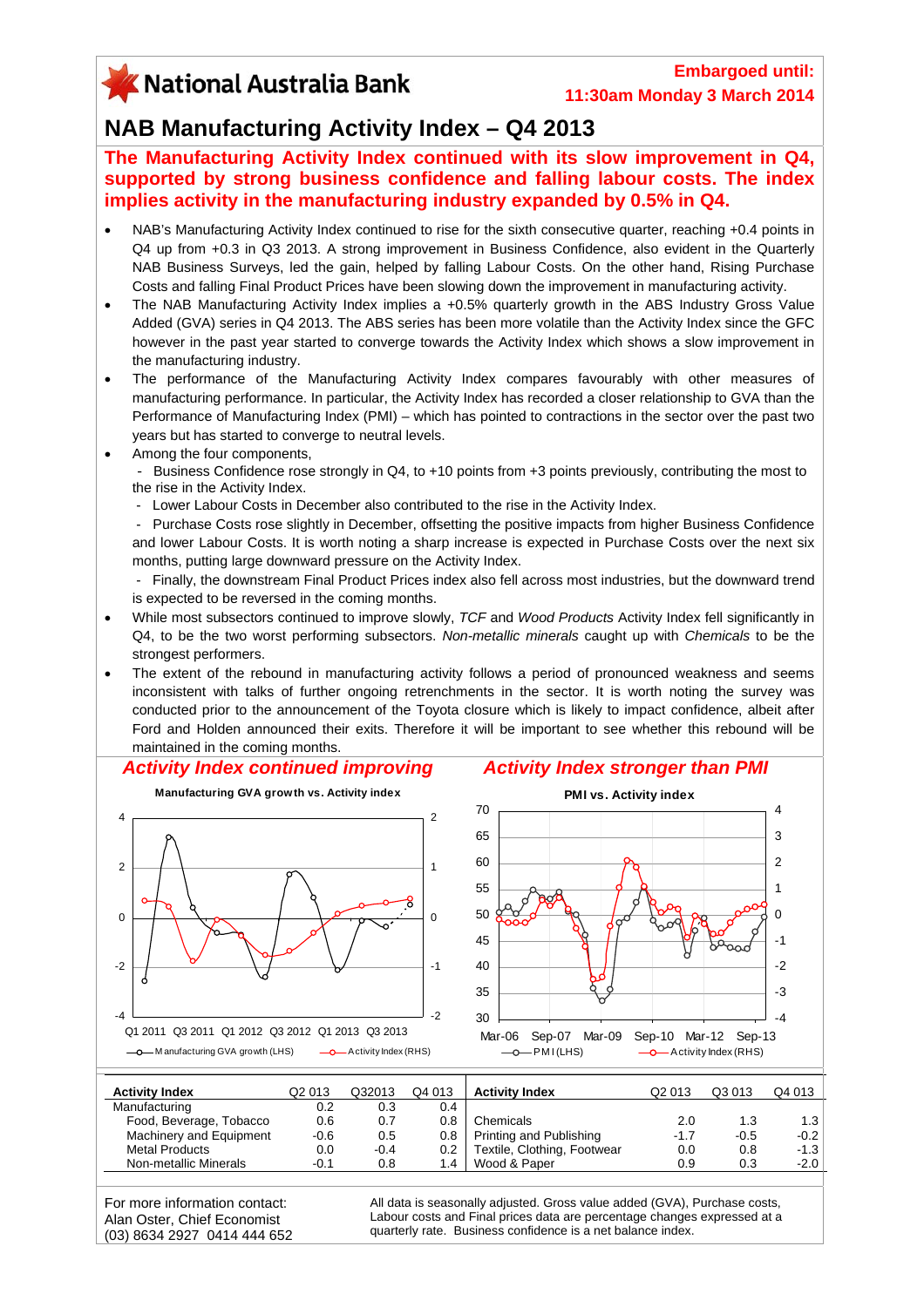National Australia Bank

**Embargoed until:**
**11:30am Monday 3 March 2014**

# NAB Manufacturing Activity Index – Q4 2013

**The Manufacturing Activity Index continued with its slow improvement in Q4, supported by strong business confidence and falling labour costs. The index implies activity in the manufacturing industry expanded by 0.5% in Q4.**

- NAB's Manufacturing Activity Index continued to rise for the sixth consecutive quarter, reaching +0.4 points in Q4 up from +0.3 in Q3 2013. A strong improvement in Business Confidence, also evident in the Quarterly NAB Business Surveys, led the gain, helped by falling Labour Costs. On the other hand, Rising Purchase Costs and falling Final Product Prices have been slowing down the improvement in manufacturing activity.
- The NAB Manufacturing Activity Index implies a +0.5% quarterly growth in the ABS Industry Gross Value Added (GVA) series in Q4 2013. The ABS series has been more volatile than the Activity Index since the GFC however in the past year started to converge towards the Activity Index which shows a slow improvement in the manufacturing industry.
- The performance of the Manufacturing Activity Index compares favourably with other measures of manufacturing performance. In particular, the Activity Index has recorded a closer relationship to GVA than the Performance of Manufacturing Index (PMI) – which has pointed to contractions in the sector over the past two years but has started to converge to neutral levels.
- Among the four components,
  - Business Confidence rose strongly in Q4, to +10 points from +3 points previously, contributing the most to the rise in the Activity Index.
  - Lower Labour Costs in December also contributed to the rise in the Activity Index.
  - Purchase Costs rose slightly in December, offsetting the positive impacts from higher Business Confidence and lower Labour Costs. It is worth noting a sharp increase is expected in Purchase Costs over the next six months, putting large downward pressure on the Activity Index.
  - Finally, the downstream Final Product Prices index also fell across most industries, but the downward trend is expected to be reversed in the coming months.
- While most subsectors continued to improve slowly, *TCF* and *Wood Products* Activity Index fell significantly in Q4, to be the two worst performing subsectors. *Non-metallic minerals* caught up with *Chemicals* to be the strongest performers.
- The extent of the rebound in manufacturing activity follows a period of pronounced weakness and seems inconsistent with talks of further ongoing retrenchments in the sector. It is worth noting the survey was conducted prior to the announcement of the Toyota closure which is likely to impact confidence, albeit after Ford and Holden announced their exits. Therefore it will be important to see whether this rebound will be maintained in the coming months.

## Activity Index continued improving

Manufacturing GVA growth vs. Activity index

4, 2, 0, -2, -4
2, 1, 0, -1, -2
Q1 2011 Q3 2011 Q1 2012 Q3 2012 Q1 2013 Q3 2013
Manufacturing GVA growth (LHS) — Activity Index (RHS)

## Activity Index stronger than PMI

PMI vs. Activity index

70, 65, 60, 55, 50, 45, 40, 35, 30
4, 3, 2, 1, 0, -1, -2, -3, -4
Mar-06 Sep-07 Mar-09 Sep-10 Mar-12 Sep-13
PMI (LHS) — Activity Index (RHS)

| Activity Index | Q2 013 | Q32013 | Q4 013 | Activity Index | Q2 013 | Q3 013 | Q4 013 |
|---|---|---|---|---|---|---|---|
| Manufacturing | 0.2 | 0.3 | 0.4 | | | | |
| Food, Beverage, Tobacco | 0.6 | 0.7 | 0.8 | Chemicals | 2.0 | 1.3 | 1.3 |
| Machinery and Equipment | -0.6 | 0.5 | 0.8 | Printing and Publishing | -1.7 | -0.5 | -0.2 |
| Metal Products | 0.0 | -0.4 | 0.2 | Textile, Clothing, Footwear | 0.0 | 0.8 | -1.3 |
| Non-metallic Minerals | -0.1 | 0.8 | 1.4 | Wood & Paper | 0.9 | 0.3 | -2.0 |

For more information contact:
Alan Oster, Chief Economist
(03) 8634 2927 0414 444 652

All data is seasonally adjusted. Gross value added (GVA), Purchase costs, Labour costs and Final prices data are percentage changes expressed at a quarterly rate. Business confidence is a net balance index.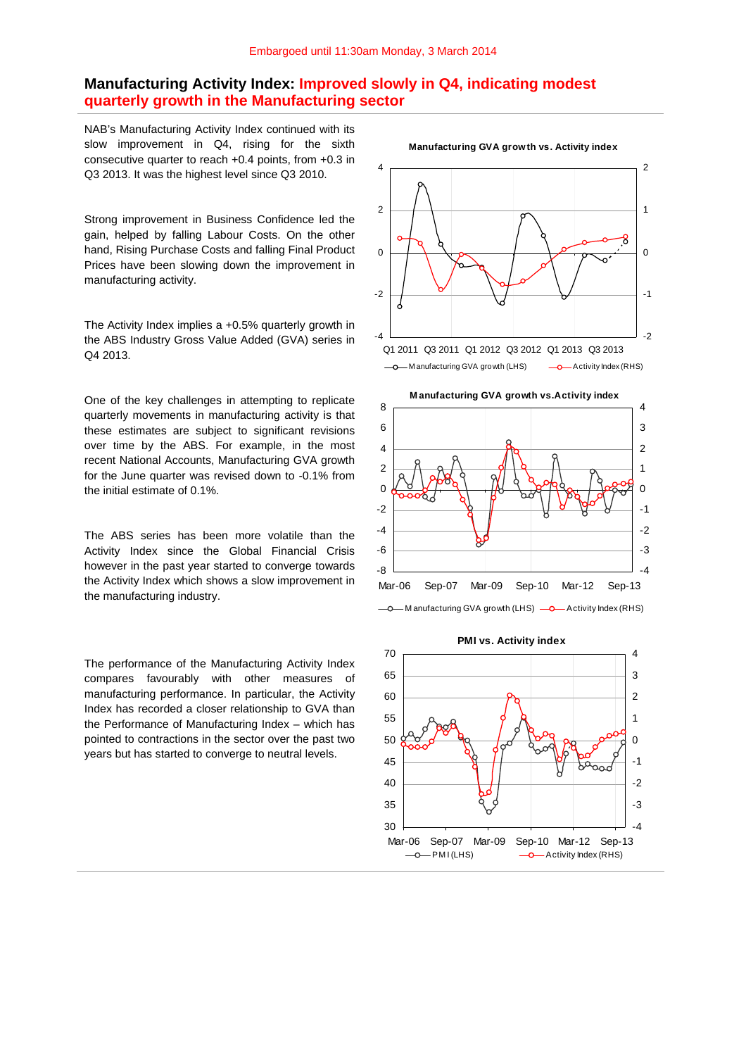Embargoed until 11:30am Monday, 3 March 2014

## Manufacturing Activity Index: Improved slowly in Q4, indicating modest quarterly growth in the Manufacturing sector

NAB's Manufacturing Activity Index continued with its slow improvement in Q4, rising for the sixth consecutive quarter to reach +0.4 points, from +0.3 in Q3 2013. It was the highest level since Q3 2010.

Strong improvement in Business Confidence led the gain, helped by falling Labour Costs. On the other hand, Rising Purchase Costs and falling Final Product Prices have been slowing down the improvement in manufacturing activity.

The Activity Index implies a +0.5% quarterly growth in the ABS Industry Gross Value Added (GVA) series in Q4 2013.

One of the key challenges in attempting to replicate quarterly movements in manufacturing activity is that these estimates are subject to significant revisions over time by the ABS. For example, in the most recent National Accounts, Manufacturing GVA growth for the June quarter was revised down to -0.1% from the initial estimate of 0.1%.

The ABS series has been more volatile than the Activity Index since the Global Financial Crisis however in the past year started to converge towards the Activity Index which shows a slow improvement in the manufacturing industry.

The performance of the Manufacturing Activity Index compares favourably with other measures of manufacturing performance. In particular, the Activity Index has recorded a closer relationship to GVA than the Performance of Manufacturing Index – which has pointed to contractions in the sector over the past two years but has started to converge to neutral levels.

**Manufacturing GVA growth vs. Activity index**

Manufacturing GVA growth (LHS) — Activity Index (RHS)

**Manufacturing GVA growth vs.Activity index**

Manufacturing GVA growth (LHS) — Activity Index (RHS)

**PMI vs. Activity index**

PMI (LHS) — Activity Index (RHS)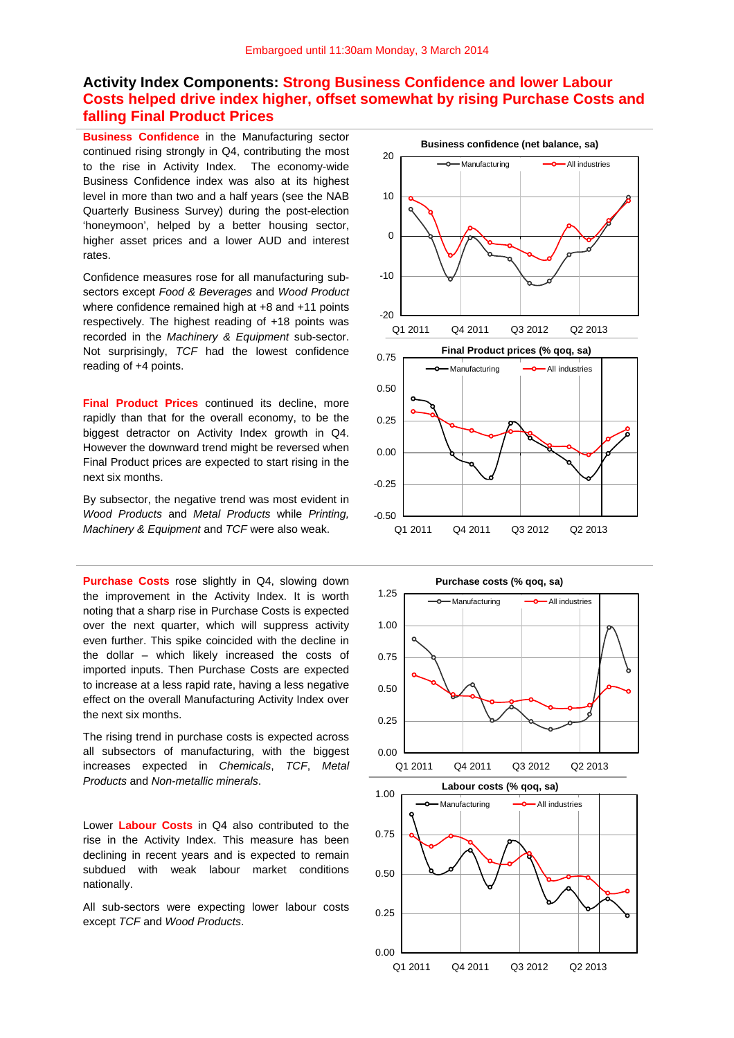Embargoed until 11:30am Monday, 3 March 2014

## Activity Index Components: Strong Business Confidence and lower Labour Costs helped drive index higher, offset somewhat by rising Purchase Costs and falling Final Product Prices

**Business Confidence** in the Manufacturing sector continued rising strongly in Q4, contributing the most to the rise in Activity Index. The economy-wide Business Confidence index was also at its highest level in more than two and a half years (see the NAB Quarterly Business Survey) during the post-election 'honeymoon', helped by a better housing sector, higher asset prices and a lower AUD and interest rates.

Confidence measures rose for all manufacturing sub-sectors except *Food & Beverages* and *Wood Product* where confidence remained high at +8 and +11 points respectively. The highest reading of +18 points was recorded in the *Machinery & Equipment* sub-sector. Not surprisingly, *TCF* had the lowest confidence reading of +4 points.

**Final Product Prices** continued its decline, more rapidly than that for the overall economy, to be the biggest detractor on Activity Index growth in Q4. However the downward trend might be reversed when Final Product prices are expected to start rising in the next six months.

By subsector, the negative trend was most evident in *Wood Products* and *Metal Products* while *Printing, Machinery & Equipment* and *TCF* were also weak.

Business confidence (net balance, sa)
Manufacturing
All industries
20
10
0
-10
-20
Q1 2011
Q4 2011
Q3 2012
Q2 2013

Final Product prices (% qoq, sa)
Manufacturing
All industries
0.75
0.50
0.25
0.00
-0.25
-0.50
Q1 2011
Q4 2011
Q3 2012
Q2 2013

**Purchase Costs** rose slightly in Q4, slowing down the improvement in the Activity Index. It is worth noting that a sharp rise in Purchase Costs is expected over the next quarter, which will suppress activity even further. This spike coincided with the decline in the dollar – which likely increased the costs of imported inputs. Then Purchase Costs are expected to increase at a less rapid rate, having a less negative effect on the overall Manufacturing Activity Index over the next six months.

The rising trend in purchase costs is expected across all subsectors of manufacturing, with the biggest increases expected in *Chemicals*, *TCF*, *Metal Products* and *Non-metallic minerals*.

Lower **Labour Costs** in Q4 also contributed to the rise in the Activity Index. This measure has been declining in recent years and is expected to remain subdued with weak labour market conditions nationally.

All sub-sectors were expecting lower labour costs except *TCF* and *Wood Products*.

Purchase costs (% qoq, sa)
Manufacturing
All industries
1.25
1.00
0.75
0.50
0.25
0.00
Q1 2011
Q4 2011
Q3 2012
Q2 2013

Labour costs (% qoq, sa)
Manufacturing
All industries
1.00
0.75
0.50
0.25
0.00
Q1 2011
Q4 2011
Q3 2012
Q2 2013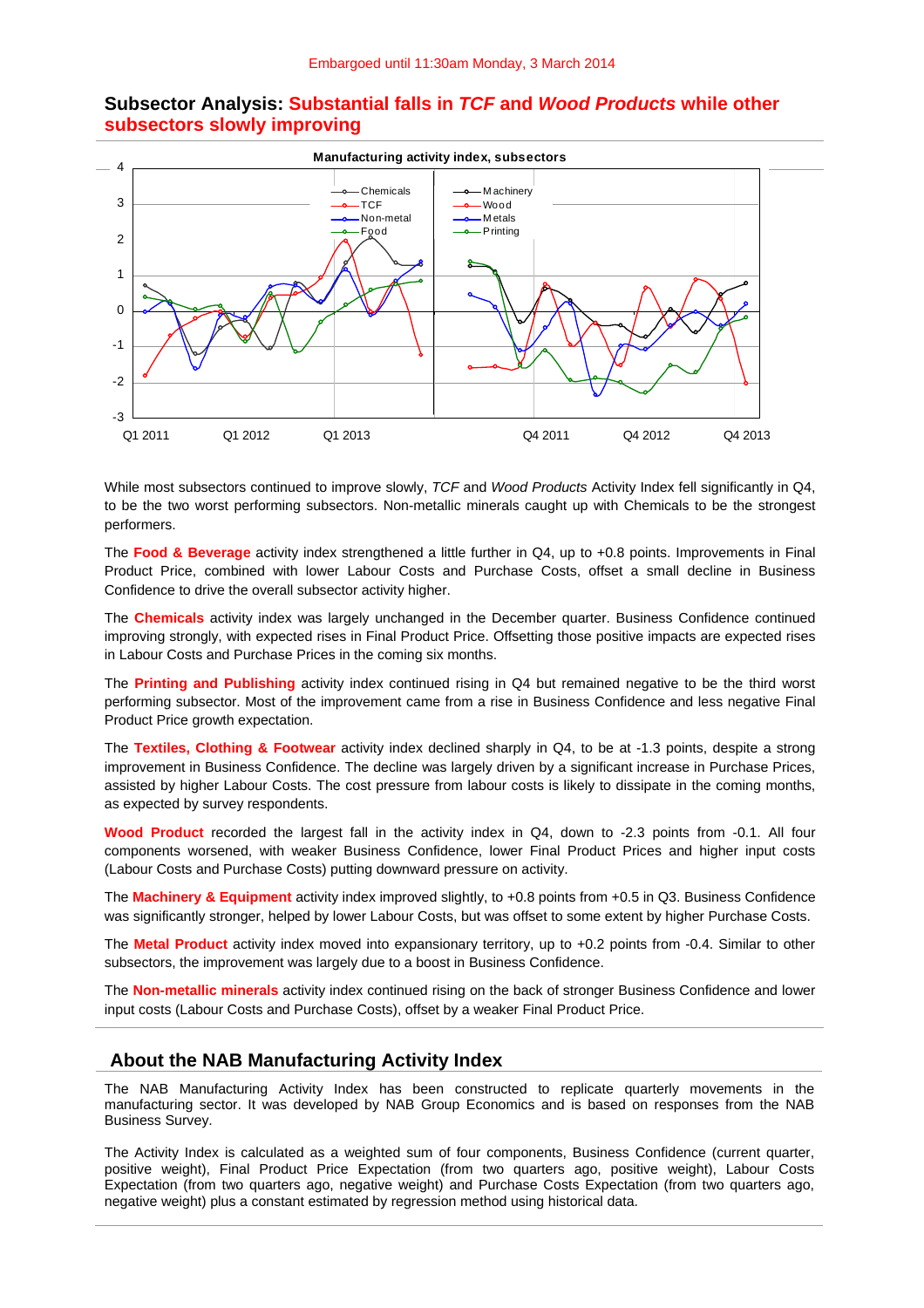Embargoed until 11:30am Monday, 3 March 2014

## Subsector Analysis: Substantial falls in *TCF* and *Wood Products* while other subsectors slowly improving

Manufacturing activity index, subsectors

Chemicals
TCF
Non-metal
Food
Machinery
Wood
Metals
Printing

4
3
2
1
0
-1
-2
-3

Q1 2011
Q1 2012
Q1 2013
Q4 2011
Q4 2012
Q4 2013

While most subsectors continued to improve slowly, *TCF* and *Wood Products* Activity Index fell significantly in Q4, to be the two worst performing subsectors. Non-metallic minerals caught up with Chemicals to be the strongest performers.

The **Food & Beverage** activity index strengthened a little further in Q4, up to +0.8 points. Improvements in Final Product Price, combined with lower Labour Costs and Purchase Costs, offset a small decline in Business Confidence to drive the overall subsector activity higher.

The **Chemicals** activity index was largely unchanged in the December quarter. Business Confidence continued improving strongly, with expected rises in Final Product Price. Offsetting those positive impacts are expected rises in Labour Costs and Purchase Prices in the coming six months.

The **Printing and Publishing** activity index continued rising in Q4 but remained negative to be the third worst performing subsector. Most of the improvement came from a rise in Business Confidence and less negative Final Product Price growth expectation.

The **Textiles, Clothing & Footwear** activity index declined sharply in Q4, to be at -1.3 points, despite a strong improvement in Business Confidence. The decline was largely driven by a significant increase in Purchase Prices, assisted by higher Labour Costs. The cost pressure from labour costs is likely to dissipate in the coming months, as expected by survey respondents.

**Wood Product** recorded the largest fall in the activity index in Q4, down to -2.3 points from -0.1. All four components worsened, with weaker Business Confidence, lower Final Product Prices and higher input costs (Labour Costs and Purchase Costs) putting downward pressure on activity.

The **Machinery & Equipment** activity index improved slightly, to +0.8 points from +0.5 in Q3. Business Confidence was significantly stronger, helped by lower Labour Costs, but was offset to some extent by higher Purchase Costs.

The **Metal Product** activity index moved into expansionary territory, up to +0.2 points from -0.4. Similar to other subsectors, the improvement was largely due to a boost in Business Confidence.

The **Non-metallic minerals** activity index continued rising on the back of stronger Business Confidence and lower input costs (Labour Costs and Purchase Costs), offset by a weaker Final Product Price.

## About the NAB Manufacturing Activity Index

The NAB Manufacturing Activity Index has been constructed to replicate quarterly movements in the manufacturing sector. It was developed by NAB Group Economics and is based on responses from the NAB Business Survey.

The Activity Index is calculated as a weighted sum of four components, Business Confidence (current quarter, positive weight), Final Product Price Expectation (from two quarters ago, positive weight), Labour Costs Expectation (from two quarters ago, negative weight) and Purchase Costs Expectation (from two quarters ago, negative weight) plus a constant estimated by regression method using historical data.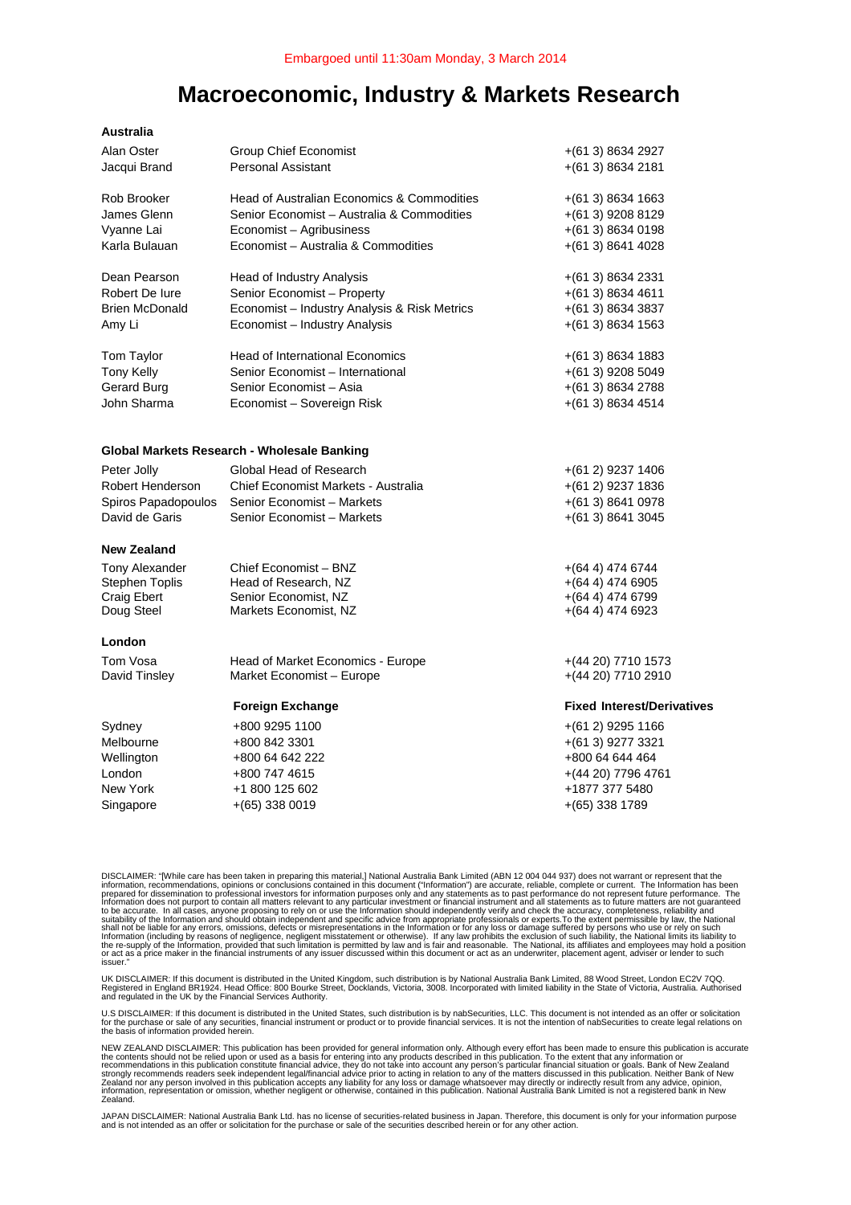Embargoed until 11:30am Monday, 3 March 2014

# Macroeconomic, Industry & Markets Research

**Australia**

| | | |
|---|---|---|
| Alan Oster | Group Chief Economist | +(61 3) 8634 2927 |
| Jacqui Brand | Personal Assistant | +(61 3) 8634 2181 |
| Rob Brooker | Head of Australian Economics & Commodities | +(61 3) 8634 1663 |
| James Glenn | Senior Economist – Australia & Commodities | +(61 3) 9208 8129 |
| Vyanne Lai | Economist – Agribusiness | +(61 3) 8634 0198 |
| Karla Bulauan | Economist – Australia & Commodities | +(61 3) 8641 4028 |
| Dean Pearson | Head of Industry Analysis | +(61 3) 8634 2331 |
| Robert De Iure | Senior Economist – Property | +(61 3) 8634 4611 |
| Brien McDonald | Economist – Industry Analysis & Risk Metrics | +(61 3) 8634 3837 |
| Amy Li | Economist – Industry Analysis | +(61 3) 8634 1563 |
| Tom Taylor | Head of International Economics | +(61 3) 8634 1883 |
| Tony Kelly | Senior Economist – International | +(61 3) 9208 5049 |
| Gerard Burg | Senior Economist – Asia | +(61 3) 8634 2788 |
| John Sharma | Economist – Sovereign Risk | +(61 3) 8634 4514 |

**Global Markets Research - Wholesale Banking**

| | | |
|---|---|---|
| Peter Jolly | Global Head of Research | +(61 2) 9237 1406 |
| Robert Henderson | Chief Economist Markets - Australia | +(61 2) 9237 1836 |
| Spiros Papadopoulos | Senior Economist – Markets | +(61 3) 8641 0978 |
| David de Garis | Senior Economist – Markets | +(61 3) 8641 3045 |

**New Zealand**

| | | |
|---|---|---|
| Tony Alexander | Chief Economist – BNZ | +(64 4) 474 6744 |
| Stephen Toplis | Head of Research, NZ | +(64 4) 474 6905 |
| Craig Ebert | Senior Economist, NZ | +(64 4) 474 6799 |
| Doug Steel | Markets Economist, NZ | +(64 4) 474 6923 |

**London**

| | | |
|---|---|---|
| Tom Vosa | Head of Market Economics - Europe | +(44 20) 7710 1573 |
| David Tinsley | Market Economist – Europe | +(44 20) 7710 2910 |

| | **Foreign Exchange** | **Fixed Interest/Derivatives** |
|---|---|---|
| Sydney | +800 9295 1100 | +(61 2) 9295 1166 |
| Melbourne | +800 842 3301 | +(61 3) 9277 3321 |
| Wellington | +800 64 642 222 | +800 64 644 464 |
| London | +800 747 4615 | +(44 20) 7796 4761 |
| New York | +1 800 125 602 | +1877 377 5480 |
| Singapore | +(65) 338 0019 | +(65) 338 1789 |

DISCLAIMER: "[While care has been taken in preparing this material,] National Australia Bank Limited (ABN 12 004 044 937) does not warrant or represent that the information, recommendations, opinions or conclusions contained in this document ("Information") are accurate, reliable, complete or current. The Information has been prepared for dissemination to professional investors for information purposes only and any statements as to past performance do not represent future performance. The Information does not purport to contain all matters relevant to any particular investment or financial instrument and all statements as to future matters are not guaranteed to be accurate. In all cases, anyone proposing to rely on or use the Information should independently verify and check the accuracy, completeness, reliability and suitability of the Information and should obtain independent and specific advice from appropriate professionals or experts.To the extent permissible by law, the National shall not be liable for any errors, omissions, defects or misrepresentations in the Information or for any loss or damage suffered by persons who use or rely on such Information (including by reasons of negligence, negligent misstatement or otherwise). If any law prohibits the exclusion of such liability, the National limits its liability to the re-supply of the Information, provided that such limitation is permitted by law and is fair and reasonable. The National, its affiliates and employees may hold a position or act as a price maker in the financial instruments of any issuer discussed within this document or act as an underwriter, placement agent, adviser or lender to such issuer."

UK DISCLAIMER: If this document is distributed in the United Kingdom, such distribution is by National Australia Bank Limited, 88 Wood Street, London EC2V 7QQ. Registered in England BR1924. Head Office: 800 Bourke Street, Docklands, Victoria, 3008. Incorporated with limited liability in the State of Victoria, Australia. Authorised and regulated in the UK by the Financial Services Authority.

U.S DISCLAIMER: If this document is distributed in the United States, such distribution is by nabSecurities, LLC. This document is not intended as an offer or solicitation for the purchase or sale of any securities, financial instrument or product or to provide financial services. It is not the intention of nabSecurities to create legal relations on the basis of information provided herein.

NEW ZEALAND DISCLAIMER: This publication has been provided for general information only. Although every effort has been made to ensure this publication is accurate the contents should not be relied upon or used as a basis for entering into any products described in this publication. To the extent that any information or recommendations in this publication constitute financial advice, they do not take into account any person's particular financial situation or goals. Bank of New Zealand strongly recommends readers seek independent legal/financial advice prior to acting in relation to any of the matters discussed in this publication. Neither Bank of New Zealand nor any person involved in this publication accepts any liability for any loss or damage whatsoever may directly or indirectly result from any advice, opinion, information, representation or omission, whether negligent or otherwise, contained in this publication. National Australia Bank Limited is not a registered bank in New Zealand.

JAPAN DISCLAIMER: National Australia Bank Ltd. has no license of securities-related business in Japan. Therefore, this document is only for your information purpose and is not intended as an offer or solicitation for the purchase or sale of the securities described herein or for any other action.